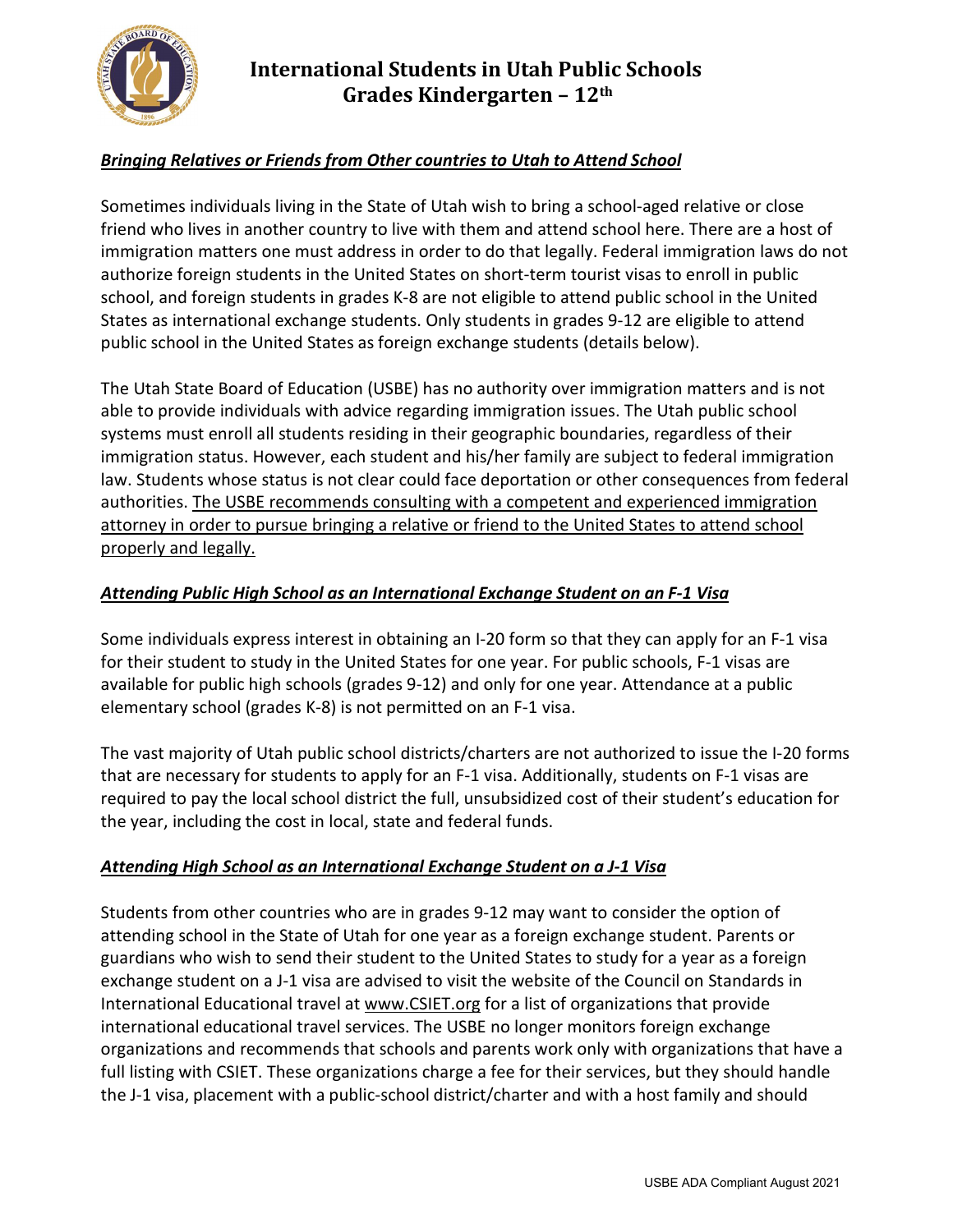# International Students in Utah Public Schools Grades Kindergarten – 12th

***Bringing Relatives or Friends from Other countries to Utah to Attend School***

Sometimes individuals living in the State of Utah wish to bring a school-aged relative or close friend who lives in another country to live with them and attend school here. There are a host of immigration matters one must address in order to do that legally. Federal immigration laws do not authorize foreign students in the United States on short-term tourist visas to enroll in public school, and foreign students in grades K-8 are not eligible to attend public school in the United States as international exchange students. Only students in grades 9-12 are eligible to attend public school in the United States as foreign exchange students (details below).

The Utah State Board of Education (USBE) has no authority over immigration matters and is not able to provide individuals with advice regarding immigration issues. The Utah public school systems must enroll all students residing in their geographic boundaries, regardless of their immigration status. However, each student and his/her family are subject to federal immigration law. Students whose status is not clear could face deportation or other consequences from federal authorities. The USBE recommends consulting with a competent and experienced immigration attorney in order to pursue bringing a relative or friend to the United States to attend school properly and legally.

***Attending Public High School as an International Exchange Student on an F-1 Visa***

Some individuals express interest in obtaining an I-20 form so that they can apply for an F-1 visa for their student to study in the United States for one year. For public schools, F-1 visas are available for public high schools (grades 9-12) and only for one year. Attendance at a public elementary school (grades K-8) is not permitted on an F-1 visa.

The vast majority of Utah public school districts/charters are not authorized to issue the I-20 forms that are necessary for students to apply for an F-1 visa. Additionally, students on F-1 visas are required to pay the local school district the full, unsubsidized cost of their student's education for the year, including the cost in local, state and federal funds.

***Attending High School as an International Exchange Student on a J-1 Visa***

Students from other countries who are in grades 9-12 may want to consider the option of attending school in the State of Utah for one year as a foreign exchange student. Parents or guardians who wish to send their student to the United States to study for a year as a foreign exchange student on a J-1 visa are advised to visit the website of the Council on Standards in International Educational travel at www.CSIET.org for a list of organizations that provide international educational travel services. The USBE no longer monitors foreign exchange organizations and recommends that schools and parents work only with organizations that have a full listing with CSIET. These organizations charge a fee for their services, but they should handle the J-1 visa, placement with a public-school district/charter and with a host family and should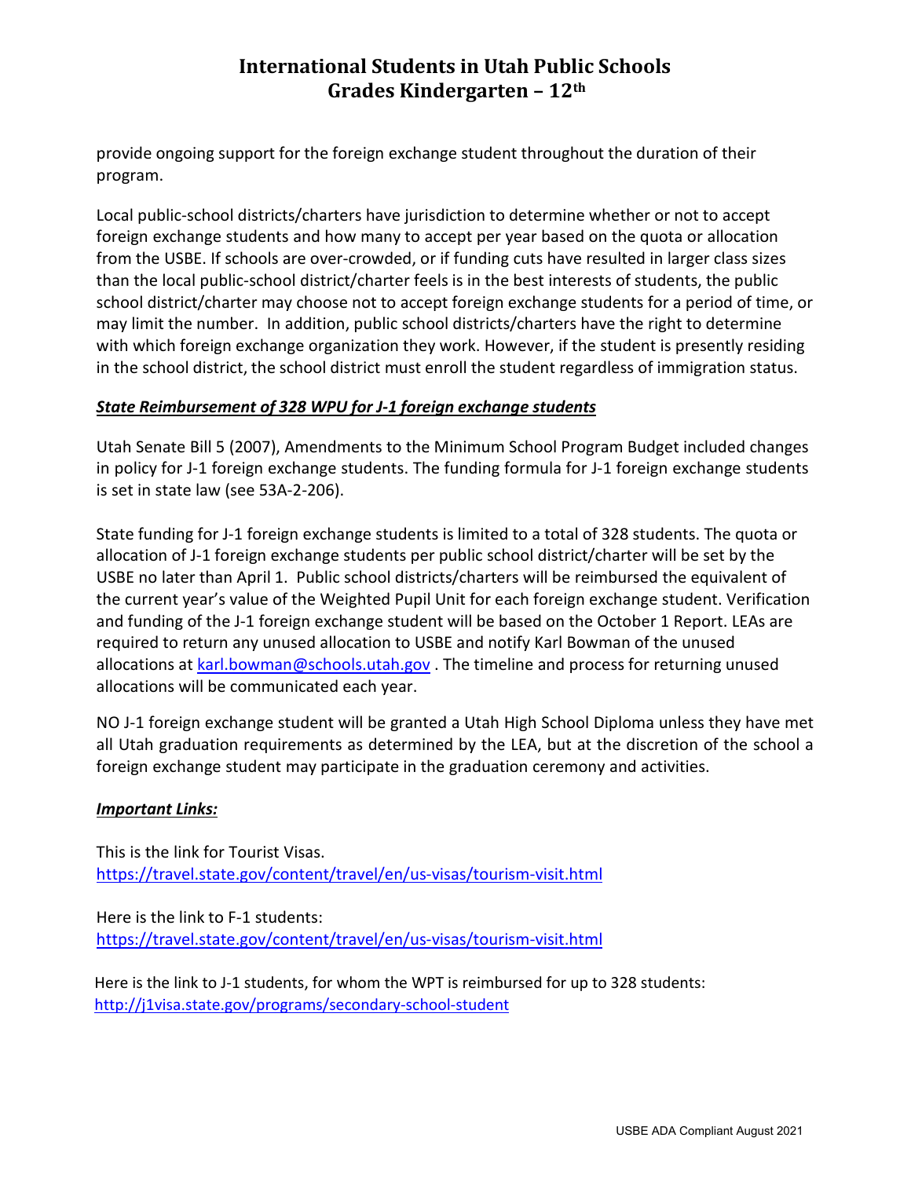provide ongoing support for the foreign exchange student throughout the duration of their program.

Local public-school districts/charters have jurisdiction to determine whether or not to accept foreign exchange students and how many to accept per year based on the quota or allocation from the USBE. If schools are over-crowded, or if funding cuts have resulted in larger class sizes than the local public-school district/charter feels is in the best interests of students, the public school district/charter may choose not to accept foreign exchange students for a period of time, or may limit the number. In addition, public school districts/charters have the right to determine with which foreign exchange organization they work. However, if the student is presently residing in the school district, the school district must enroll the student regardless of immigration status.

***State Reimbursement of 328 WPU for J-1 foreign exchange students***

Utah Senate Bill 5 (2007), Amendments to the Minimum School Program Budget included changes in policy for J-1 foreign exchange students. The funding formula for J-1 foreign exchange students is set in state law (see 53A-2-206).

State funding for J-1 foreign exchange students is limited to a total of 328 students. The quota or allocation of J-1 foreign exchange students per public school district/charter will be set by the USBE no later than April 1. Public school districts/charters will be reimbursed the equivalent of the current year's value of the Weighted Pupil Unit for each foreign exchange student. Verification and funding of the J-1 foreign exchange student will be based on the October 1 Report. LEAs are required to return any unused allocation to USBE and notify Karl Bowman of the unused allocations at [karl.bowman@schools.utah.gov](mailto:karl.bowman@schools.utah.gov) . The timeline and process for returning unused allocations will be communicated each year.

NO J-1 foreign exchange student will be granted a Utah High School Diploma unless they have met all Utah graduation requirements as determined by the LEA, but at the discretion of the school a foreign exchange student may participate in the graduation ceremony and activities.

***Important Links:***

This is the link for Tourist Visas.
[https://travel.state.gov/content/travel/en/us-visas/tourism-visit.html](https://travel.state.gov/content/travel/en/us-visas/tourism-visit.html)

Here is the link to F-1 students:
[https://travel.state.gov/content/travel/en/us-visas/tourism-visit.html](https://travel.state.gov/content/travel/en/us-visas/tourism-visit.html)

Here is the link to J-1 students, for whom the WPT is reimbursed for up to 328 students:
[http://j1visa.state.gov/programs/secondary-school-student](http://j1visa.state.gov/programs/secondary-school-student)

USBE ADA Compliant August 2021